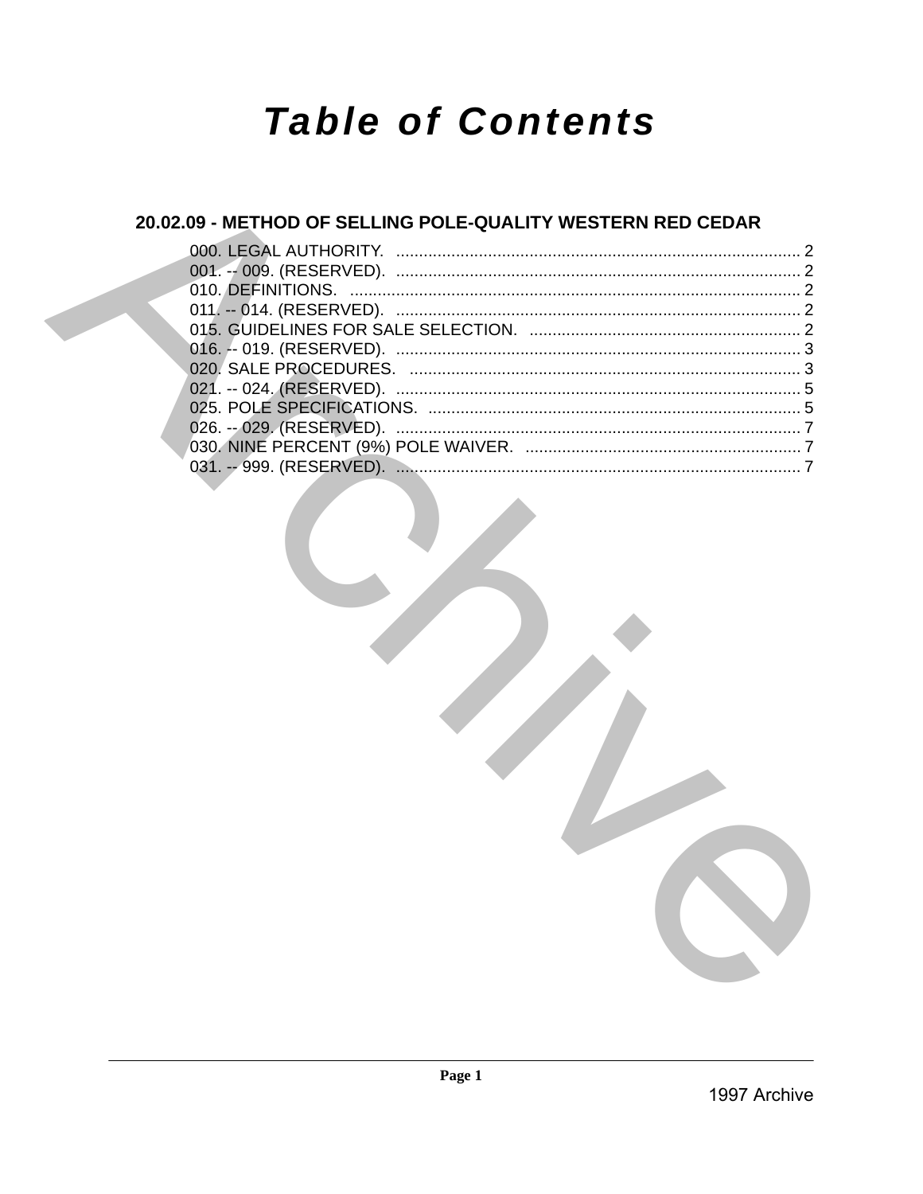# Table of Contents

## 20.02.09 - METHOD OF SELLING POLE-QUALITY WESTERN RED CEDAR

000. LEGAL AUTHORITY. ........................................................................................ 2
001. -- 009. (RESERVED). ........................................................................................ 2
010. DEFINITIONS. ........................................................................................ 2
011. -- 014. (RESERVED). ........................................................................................ 2
015. GUIDELINES FOR SALE SELECTION. ........................................................................................ 2
016. -- 019. (RESERVED). ........................................................................................ 3
020. SALE PROCEDURES. ........................................................................................ 3
021. -- 024. (RESERVED). ........................................................................................ 5
025. POLE SPECIFICATIONS. ........................................................................................ 5
026. -- 029. (RESERVED). ........................................................................................ 7
030. NINE PERCENT (9%) POLE WAIVER. ........................................................................................ 7
031. -- 999. (RESERVED). ........................................................................................ 7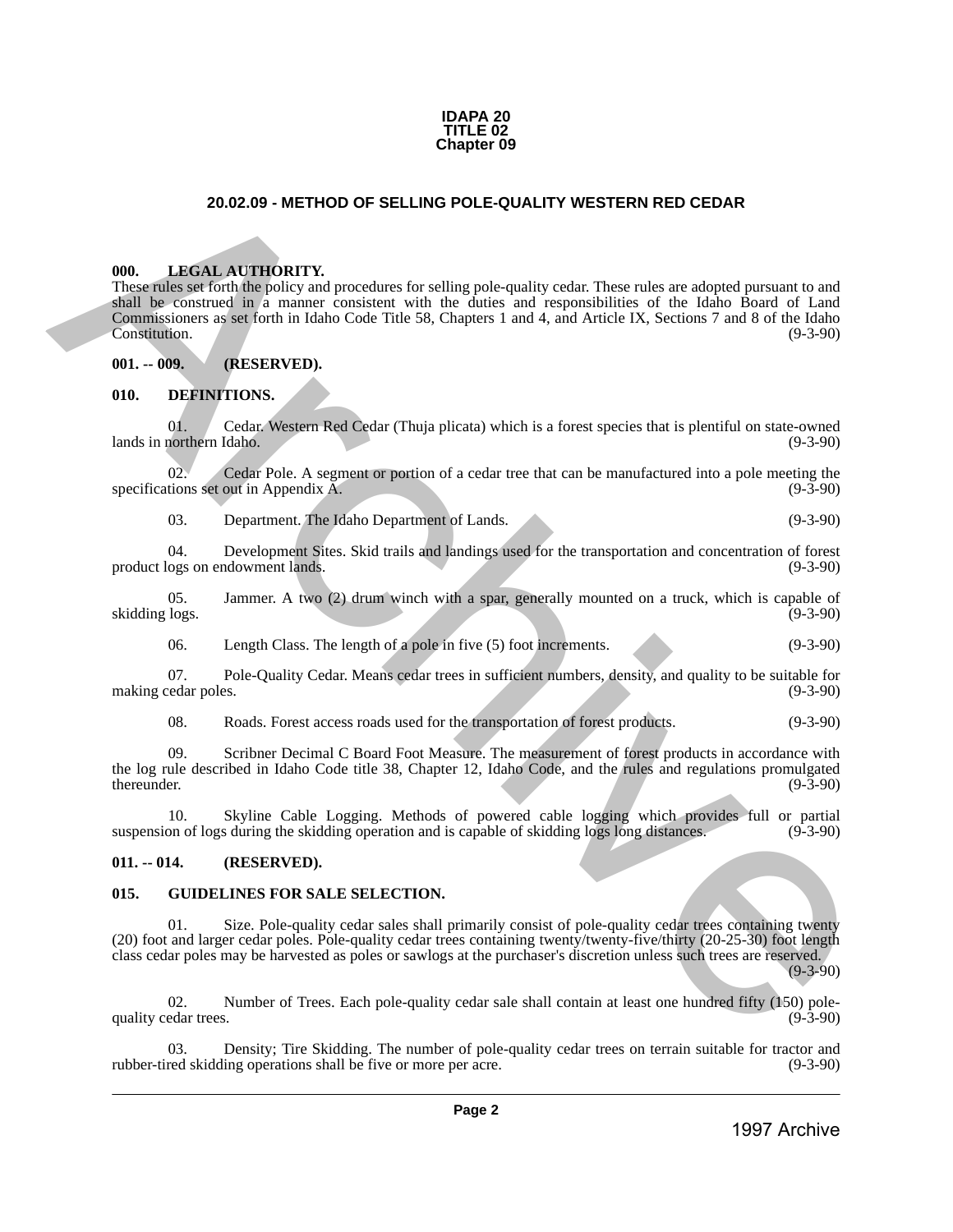**IDAPA 20**
**TITLE 02**
**Chapter 09**

## 20.02.09 - METHOD OF SELLING POLE-QUALITY WESTERN RED CEDAR

### 000. LEGAL AUTHORITY.

These rules set forth the policy and procedures for selling pole-quality cedar. These rules are adopted pursuant to and shall be construed in a manner consistent with the duties and responsibilities of the Idaho Board of Land Commissioners as set forth in Idaho Code Title 58, Chapters 1 and 4, and Article IX, Sections 7 and 8 of the Idaho Constitution. (9-3-90)

### 001. -- 009. (RESERVED).

### 010. DEFINITIONS.

01. Cedar. Western Red Cedar (Thuja plicata) which is a forest species that is plentiful on state-owned lands in northern Idaho. (9-3-90)

02. Cedar Pole. A segment or portion of a cedar tree that can be manufactured into a pole meeting the specifications set out in Appendix A. (9-3-90)

03. Department. The Idaho Department of Lands. (9-3-90)

04. Development Sites. Skid trails and landings used for the transportation and concentration of forest product logs on endowment lands. (9-3-90)

05. Jammer. A two (2) drum winch with a spar, generally mounted on a truck, which is capable of skidding logs. (9-3-90)

06. Length Class. The length of a pole in five (5) foot increments. (9-3-90)

07. Pole-Quality Cedar. Means cedar trees in sufficient numbers, density, and quality to be suitable for making cedar poles. (9-3-90)

08. Roads. Forest access roads used for the transportation of forest products. (9-3-90)

09. Scribner Decimal C Board Foot Measure. The measurement of forest products in accordance with the log rule described in Idaho Code title 38, Chapter 12, Idaho Code, and the rules and regulations promulgated thereunder. (9-3-90)

10. Skyline Cable Logging. Methods of powered cable logging which provides full or partial suspension of logs during the skidding operation and is capable of skidding logs long distances. (9-3-90)

### 011. -- 014. (RESERVED).

### 015. GUIDELINES FOR SALE SELECTION.

01. Size. Pole-quality cedar sales shall primarily consist of pole-quality cedar trees containing twenty (20) foot and larger cedar poles. Pole-quality cedar trees containing twenty/twenty-five/thirty (20-25-30) foot length class cedar poles may be harvested as poles or sawlogs at the purchaser's discretion unless such trees are reserved. (9-3-90)

02. Number of Trees. Each pole-quality cedar sale shall contain at least one hundred fifty (150) pole-quality cedar trees. (9-3-90)

03. Density; Tire Skidding. The number of pole-quality cedar trees on terrain suitable for tractor and rubber-tired skidding operations shall be five or more per acre. (9-3-90)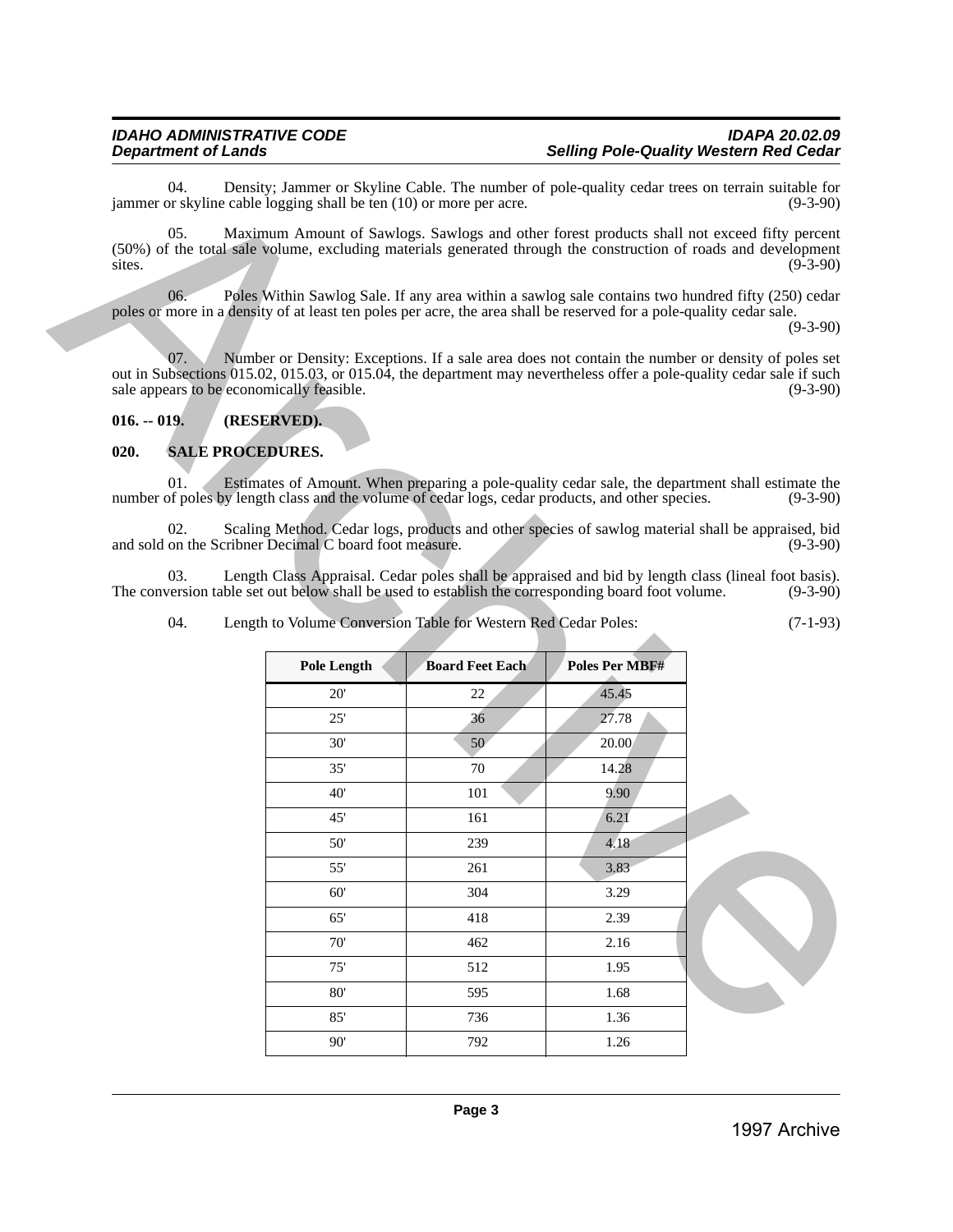04. Density; Jammer or Skyline Cable. The number of pole-quality cedar trees on terrain suitable for jammer or skyline cable logging shall be ten (10) or more per acre. (9-3-90)

05. Maximum Amount of Sawlogs. Sawlogs and other forest products shall not exceed fifty percent (50%) of the total sale volume, excluding materials generated through the construction of roads and development sites. (9-3-90)

06. Poles Within Sawlog Sale. If any area within a sawlog sale contains two hundred fifty (250) cedar poles or more in a density of at least ten poles per acre, the area shall be reserved for a pole-quality cedar sale. (9-3-90)

07. Number or Density: Exceptions. If a sale area does not contain the number or density of poles set out in Subsections 015.02, 015.03, or 015.04, the department may nevertheless offer a pole-quality cedar sale if such sale appears to be economically feasible. (9-3-90)

## 016. -- 019. (RESERVED).

## 020. SALE PROCEDURES.

01. Estimates of Amount. When preparing a pole-quality cedar sale, the department shall estimate the number of poles by length class and the volume of cedar logs, cedar products, and other species. (9-3-90)

02. Scaling Method. Cedar logs, products and other species of sawlog material shall be appraised, bid and sold on the Scribner Decimal C board foot measure. (9-3-90)

03. Length Class Appraisal. Cedar poles shall be appraised and bid by length class (lineal foot basis). The conversion table set out below shall be used to establish the corresponding board foot volume. (9-3-90)

04. Length to Volume Conversion Table for Western Red Cedar Poles: (7-1-93)

| Pole Length | Board Feet Each | Poles Per MBF# |
|---|---|---|
| 20' | 22 | 45.45 |
| 25' | 36 | 27.78 |
| 30' | 50 | 20.00 |
| 35' | 70 | 14.28 |
| 40' | 101 | 9.90 |
| 45' | 161 | 6.21 |
| 50' | 239 | 4.18 |
| 55' | 261 | 3.83 |
| 60' | 304 | 3.29 |
| 65' | 418 | 2.39 |
| 70' | 462 | 2.16 |
| 75' | 512 | 1.95 |
| 80' | 595 | 1.68 |
| 85' | 736 | 1.36 |
| 90' | 792 | 1.26 |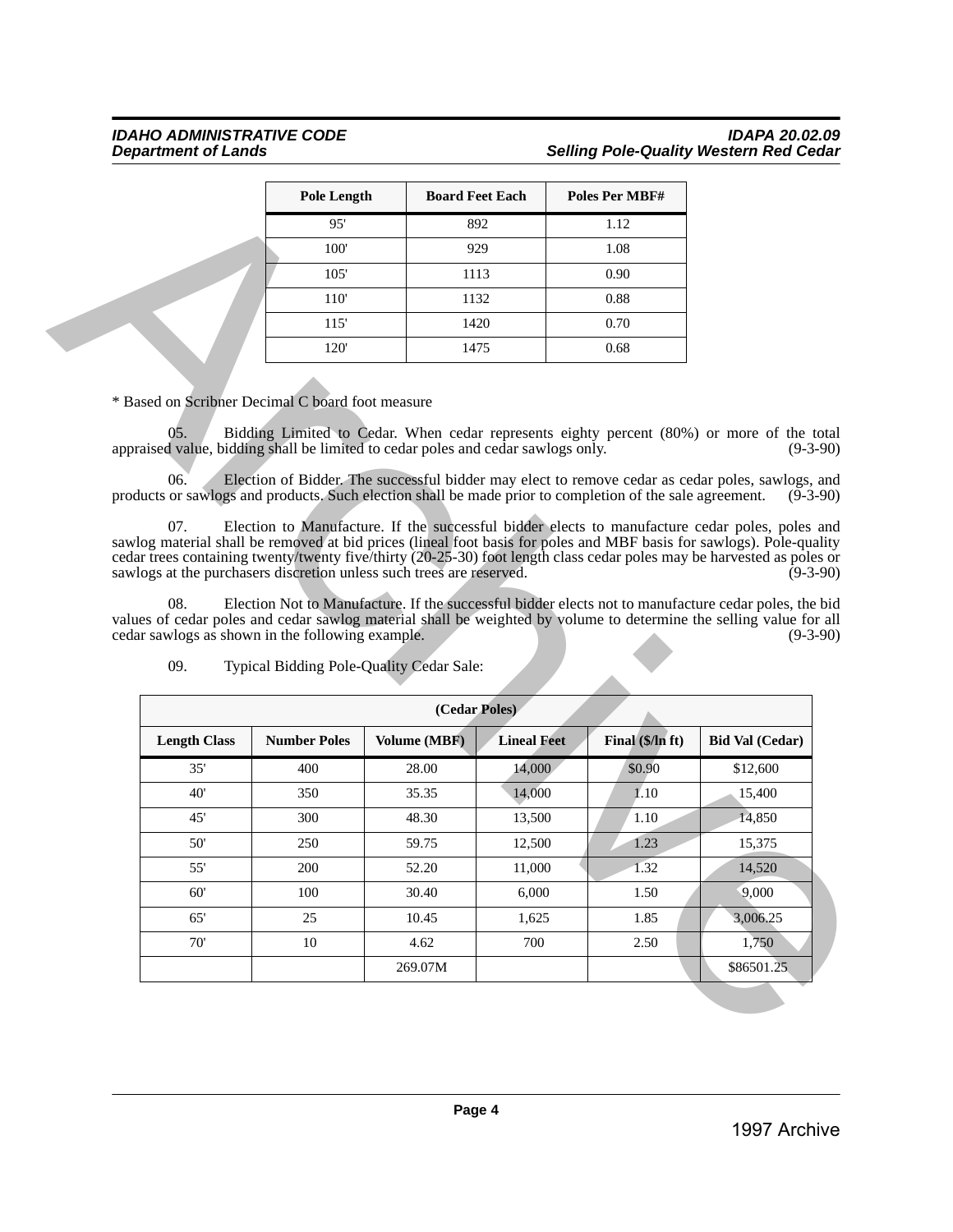| Pole Length | Board Feet Each | Poles Per MBF# |
|---|---|---|
| 95' | 892 | 1.12 |
| 100' | 929 | 1.08 |
| 105' | 1113 | 0.90 |
| 110' | 1132 | 0.88 |
| 115' | 1420 | 0.70 |
| 120' | 1475 | 0.68 |

* Based on Scribner Decimal C board foot measure

05. Bidding Limited to Cedar. When cedar represents eighty percent (80%) or more of the total appraised value, bidding shall be limited to cedar poles and cedar sawlogs only. (9-3-90)

06. Election of Bidder. The successful bidder may elect to remove cedar as cedar poles, sawlogs, and products or sawlogs and products. Such election shall be made prior to completion of the sale agreement. (9-3-90)

07. Election to Manufacture. If the successful bidder elects to manufacture cedar poles, poles and sawlog material shall be removed at bid prices (lineal foot basis for poles and MBF basis for sawlogs). Pole-quality cedar trees containing twenty/twenty five/thirty (20-25-30) foot length class cedar poles may be harvested as poles or sawlogs at the purchasers discretion unless such trees are reserved. (9-3-90)

08. Election Not to Manufacture. If the successful bidder elects not to manufacture cedar poles, the bid values of cedar poles and cedar sawlog material shall be weighted by volume to determine the selling value for all cedar sawlogs as shown in the following example. (9-3-90)

09. Typical Bidding Pole-Quality Cedar Sale:

| (Cedar Poles) | | | | | |
|---|---|---|---|---|---|
| Length Class | Number Poles | Volume (MBF) | Lineal Feet | Final ($/ln ft) | Bid Val (Cedar) |
| 35' | 400 | 28.00 | 14,000 | $0.90 | $12,600 |
| 40' | 350 | 35.35 | 14,000 | 1.10 | 15,400 |
| 45' | 300 | 48.30 | 13,500 | 1.10 | 14,850 |
| 50' | 250 | 59.75 | 12,500 | 1.23 | 15,375 |
| 55' | 200 | 52.20 | 11,000 | 1.32 | 14,520 |
| 60' | 100 | 30.40 | 6,000 | 1.50 | 9,000 |
| 65' | 25 | 10.45 | 1,625 | 1.85 | 3,006.25 |
| 70' | 10 | 4.62 | 700 | 2.50 | 1,750 |
| | | 269.07M | | | $86501.25 |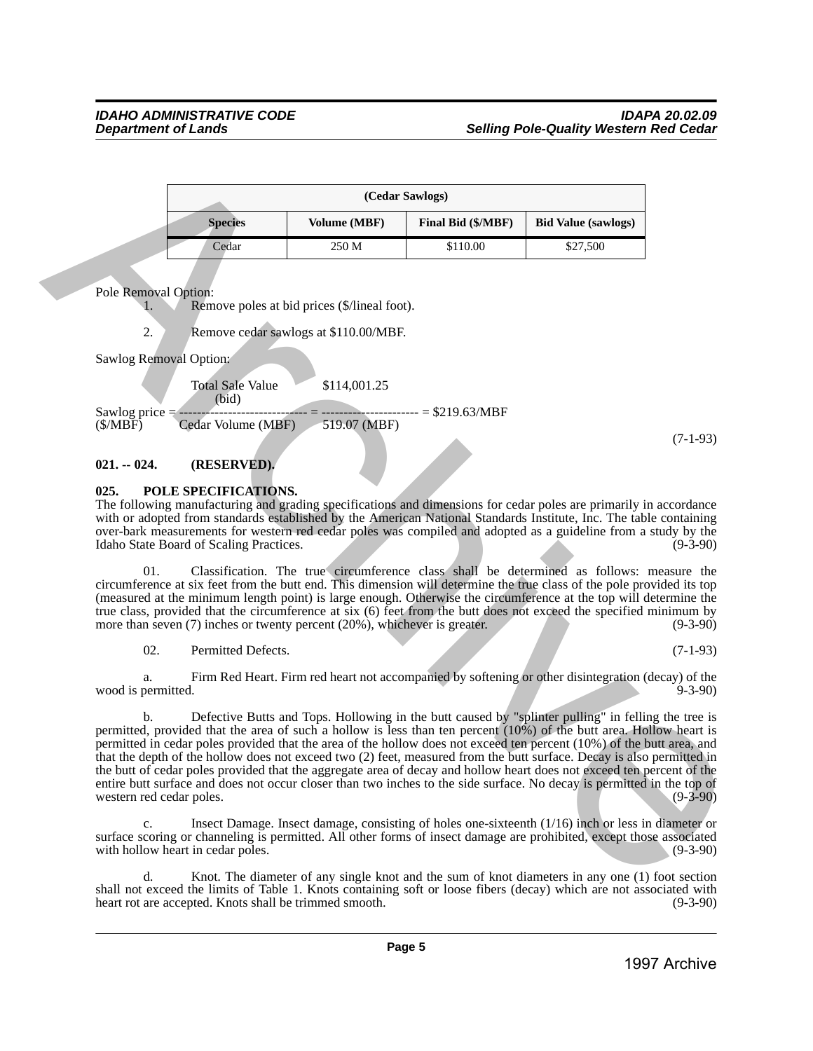| (Cedar Sawlogs) | | | |
|---|---|---|---|
| **Species** | **Volume (MBF)** | **Final Bid ($/MBF)** | **Bid Value (sawlogs)** |
| Cedar | 250 M | $110.00 | $27,500 |

Pole Removal Option:

1. Remove poles at bid prices ($/lineal foot).

2. Remove cedar sawlogs at $110.00/MBF.

Sawlog Removal Option:

$$\text{Sawlog price (\$/MBF)} = \frac{\text{Total Sale Value (bid)}}{\text{Cedar Volume (MBF)}} = \frac{\$114{,}001.25}{519.07\ \text{(MBF)}} = \$219.63/\text{MBF}$$

(7-1-93)

**021. -- 024. (RESERVED).**

**025. POLE SPECIFICATIONS.**

The following manufacturing and grading specifications and dimensions for cedar poles are primarily in accordance with or adopted from standards established by the American National Standards Institute, Inc. The table containing over-bark measurements for western red cedar poles was compiled and adopted as a guideline from a study by the Idaho State Board of Scaling Practices. (9-3-90)

01. Classification. The true circumference class shall be determined as follows: measure the circumference at six feet from the butt end. This dimension will determine the true class of the pole provided its top (measured at the minimum length point) is large enough. Otherwise the circumference at the top will determine the true class, provided that the circumference at six (6) feet from the butt does not exceed the specified minimum by more than seven (7) inches or twenty percent (20%), whichever is greater. (9-3-90)

02. Permitted Defects. (7-1-93)

a. Firm Red Heart. Firm red heart not accompanied by softening or other disintegration (decay) of the wood is permitted. 9-3-90)

b. Defective Butts and Tops. Hollowing in the butt caused by "splinter pulling" in felling the tree is permitted, provided that the area of such a hollow is less than ten percent (10%) of the butt area. Hollow heart is permitted in cedar poles provided that the area of the hollow does not exceed ten percent (10%) of the butt area, and that the depth of the hollow does not exceed two (2) feet, measured from the butt surface. Decay is also permitted in the butt of cedar poles provided that the aggregate area of decay and hollow heart does not exceed ten percent of the entire butt surface and does not occur closer than two inches to the side surface. No decay is permitted in the top of western red cedar poles. (9-3-90)

c. Insect Damage. Insect damage, consisting of holes one-sixteenth (1/16) inch or less in diameter or surface scoring or channeling is permitted. All other forms of insect damage are prohibited, except those associated with hollow heart in cedar poles. (9-3-90)

d. Knot. The diameter of any single knot and the sum of knot diameters in any one (1) foot section shall not exceed the limits of Table 1. Knots containing soft or loose fibers (decay) which are not associated with heart rot are accepted. Knots shall be trimmed smooth. (9-3-90)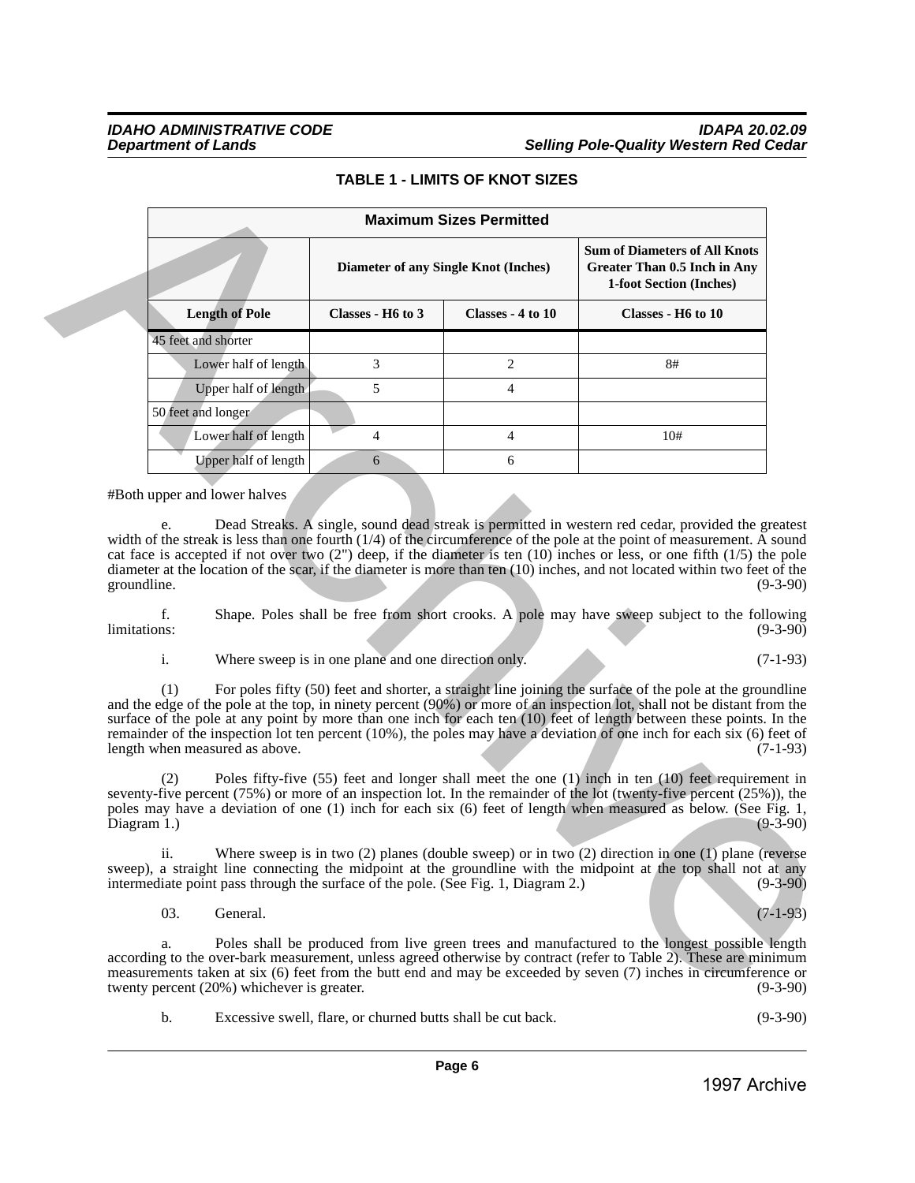**TABLE 1 - LIMITS OF KNOT SIZES**

| Maximum Sizes Permitted | | | |
|---|---|---|---|
| | Diameter of any Single Knot (Inches) | | Sum of Diameters of All Knots Greater Than 0.5 Inch in Any 1-foot Section (Inches) |
| **Length of Pole** | **Classes - H6 to 3** | **Classes - 4 to 10** | **Classes - H6 to 10** |
| 45 feet and shorter | | | |
| Lower half of length | 3 | 2 | 8# |
| Upper half of length | 5 | 4 | |
| 50 feet and longer | | | |
| Lower half of length | 4 | 4 | 10# |
| Upper half of length | 6 | 6 | |

#Both upper and lower halves

e. Dead Streaks. A single, sound dead streak is permitted in western red cedar, provided the greatest width of the streak is less than one fourth (1/4) of the circumference of the pole at the point of measurement. A sound cat face is accepted if not over two (2") deep, if the diameter is ten (10) inches or less, or one fifth (1/5) the pole diameter at the location of the scar, if the diameter is more than ten (10) inches, and not located within two feet of the groundline. (9-3-90)

f. Shape. Poles shall be free from short crooks. A pole may have sweep subject to the following limitations: (9-3-90)

i. Where sweep is in one plane and one direction only. (7-1-93)

(1) For poles fifty (50) feet and shorter, a straight line joining the surface of the pole at the groundline and the edge of the pole at the top, in ninety percent (90%) or more of an inspection lot, shall not be distant from the surface of the pole at any point by more than one inch for each ten (10) feet of length between these points. In the remainder of the inspection lot ten percent (10%), the poles may have a deviation of one inch for each six (6) feet of length when measured as above. (7-1-93)

(2) Poles fifty-five (55) feet and longer shall meet the one (1) inch in ten (10) feet requirement in seventy-five percent (75%) or more of an inspection lot. In the remainder of the lot (twenty-five percent (25%)), the poles may have a deviation of one (1) inch for each six (6) feet of length when measured as below. (See Fig. 1, Diagram 1.) (9-3-90)

ii. Where sweep is in two (2) planes (double sweep) or in two (2) direction in one (1) plane (reverse sweep), a straight line connecting the midpoint at the groundline with the midpoint at the top shall not at any intermediate point pass through the surface of the pole. (See Fig. 1, Diagram 2.) (9-3-90)

03. General. (7-1-93)

a. Poles shall be produced from live green trees and manufactured to the longest possible length according to the over-bark measurement, unless agreed otherwise by contract (refer to Table 2). These are minimum measurements taken at six (6) feet from the butt end and may be exceeded by seven (7) inches in circumference or twenty percent (20%) whichever is greater. (9-3-90)

b. Excessive swell, flare, or churned butts shall be cut back. (9-3-90)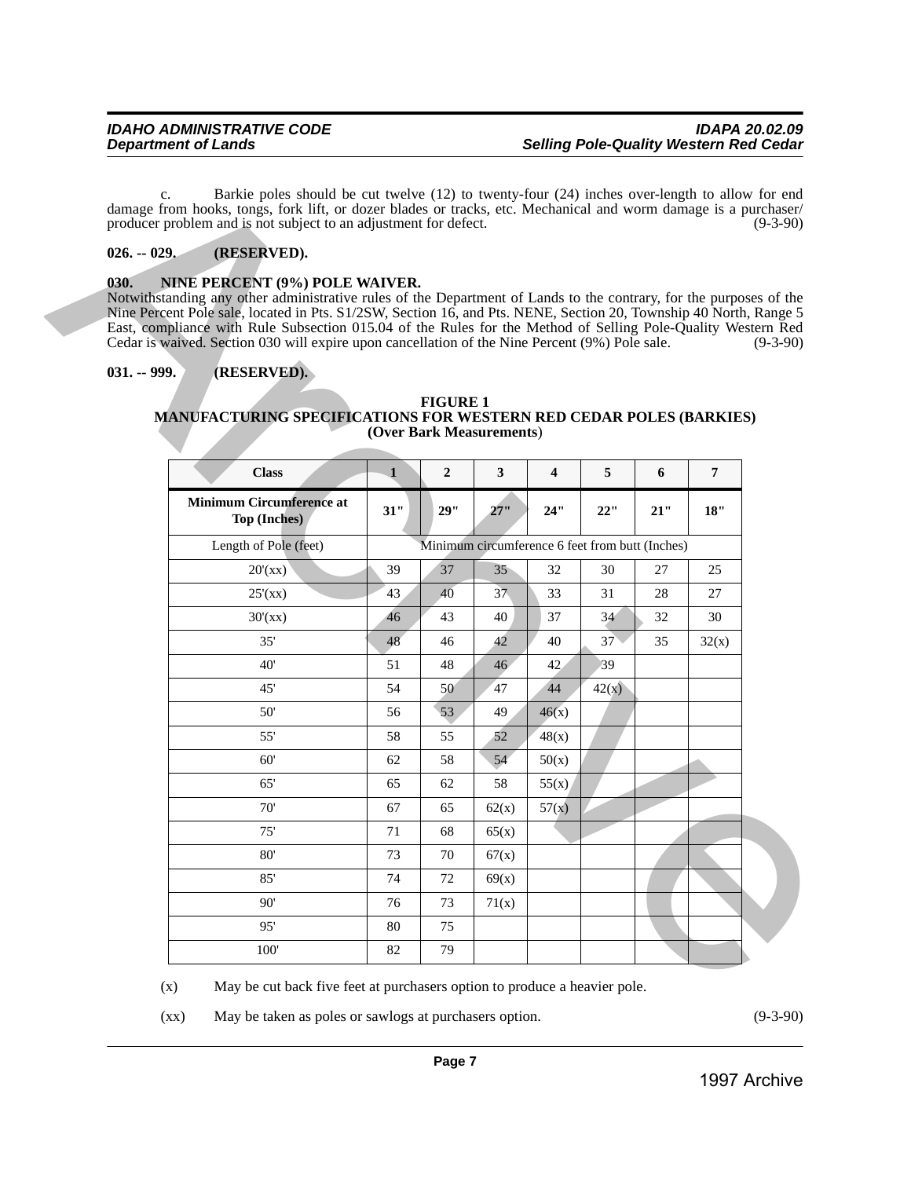c. Barkie poles should be cut twelve (12) to twenty-four (24) inches over-length to allow for end damage from hooks, tongs, fork lift, or dozer blades or tracks, etc. Mechanical and worm damage is a purchaser/ producer problem and is not subject to an adjustment for defect. (9-3-90)

**026. -- 029. (RESERVED).**

**030. NINE PERCENT (9%) POLE WAIVER.**

Notwithstanding any other administrative rules of the Department of Lands to the contrary, for the purposes of the Nine Percent Pole sale, located in Pts. S1/2SW, Section 16, and Pts. NENE, Section 20, Township 40 North, Range 5 East, compliance with Rule Subsection 015.04 of the Rules for the Method of Selling Pole-Quality Western Red Cedar is waived. Section 030 will expire upon cancellation of the Nine Percent (9%) Pole sale. (9-3-90)

**031. -- 999. (RESERVED).**

**FIGURE 1**
**MANUFACTURING SPECIFICATIONS FOR WESTERN RED CEDAR POLES (BARKIES)**
**(Over Bark Measurements)**

| Class | 1 | 2 | 3 | 4 | 5 | 6 | 7 |
|---|---|---|---|---|---|---|---|
| **Minimum Circumference at Top (Inches)** | **31"** | **29"** | **27"** | **24"** | **22"** | **21"** | **18"** |
| Length of Pole (feet) | Minimum circumference 6 feet from butt (Inches) | | | | | | |
| 20'(xx) | 39 | 37 | 35 | 32 | 30 | 27 | 25 |
| 25'(xx) | 43 | 40 | 37 | 33 | 31 | 28 | 27 |
| 30'(xx) | 46 | 43 | 40 | 37 | 34 | 32 | 30 |
| 35' | 48 | 46 | 42 | 40 | 37 | 35 | 32(x) |
| 40' | 51 | 48 | 46 | 42 | 39 | | |
| 45' | 54 | 50 | 47 | 44 | 42(x) | | |
| 50' | 56 | 53 | 49 | 46(x) | | | |
| 55' | 58 | 55 | 52 | 48(x) | | | |
| 60' | 62 | 58 | 54 | 50(x) | | | |
| 65' | 65 | 62 | 58 | 55(x) | | | |
| 70' | 67 | 65 | 62(x) | 57(x) | | | |
| 75' | 71 | 68 | 65(x) | | | | |
| 80' | 73 | 70 | 67(x) | | | | |
| 85' | 74 | 72 | 69(x) | | | | |
| 90' | 76 | 73 | 71(x) | | | | |
| 95' | 80 | 75 | | | | | |
| 100' | 82 | 79 | | | | | |

(x) May be cut back five feet at purchasers option to produce a heavier pole.

(xx) May be taken as poles or sawlogs at purchasers option. (9-3-90)